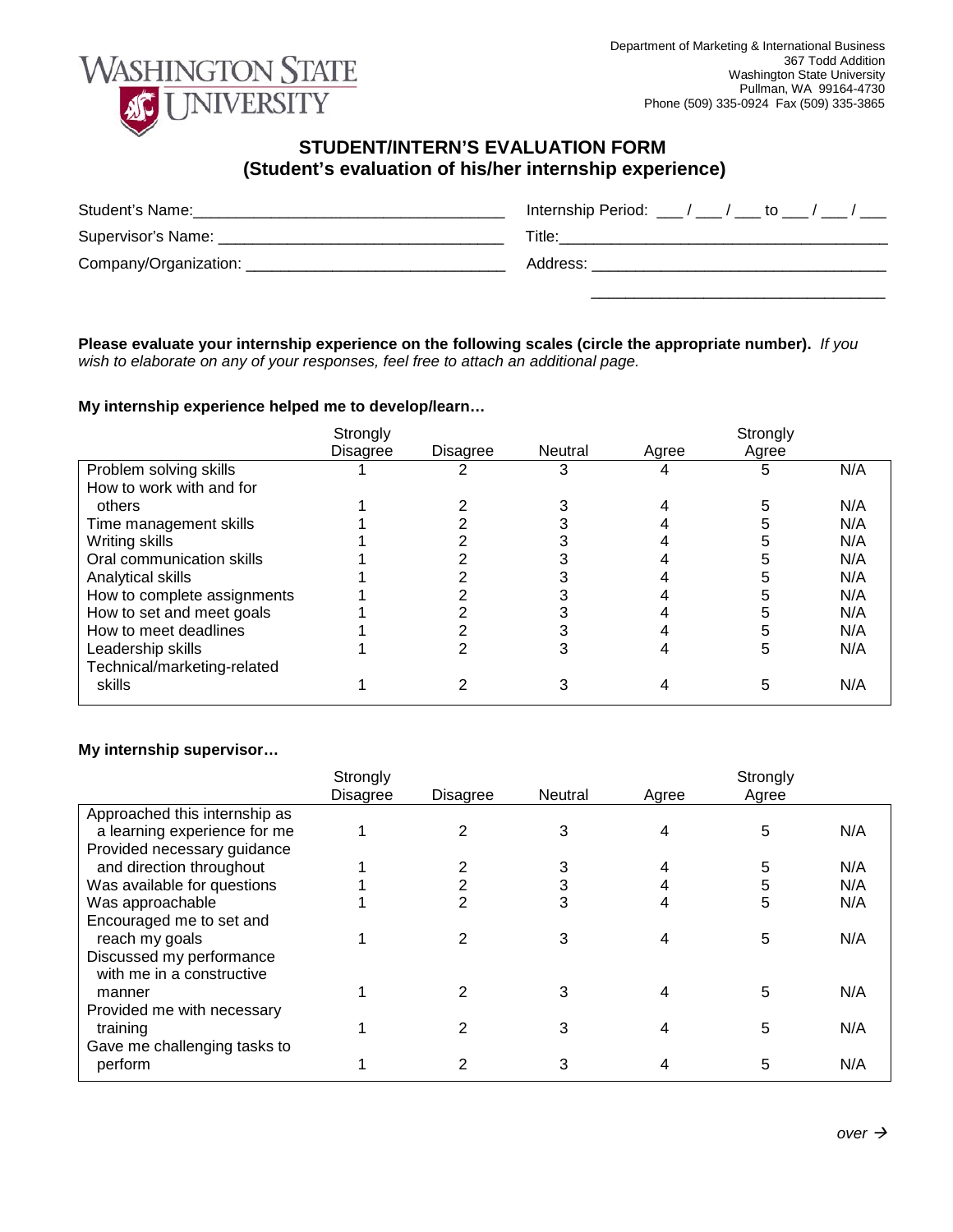Department of Marketing & International Business
367 Todd Addition
Washington State University
Pullman, WA 99164-4730
Phone (509) 335-0924 Fax (509) 335-3865

# STUDENT/INTERN'S EVALUATION FORM
## (Student's evaluation of his/her internship experience)

Student's Name:___________________________________ Internship Period: ___ / ___ / ___ to ___ / ___ / ___

Supervisor's Name: ________________________________ Title:_______________________________________

Company/Organization: _____________________________ Address: __________________________________

__________________________________

**Please evaluate your internship experience on the following scales (circle the appropriate number).** *If you wish to elaborate on any of your responses, feel free to attach an additional page.*

**My internship experience helped me to develop/learn…**

| | Strongly Disagree | Disagree | Neutral | Agree | Strongly Agree | |
|---|---|---|---|---|---|---|
| Problem solving skills | 1 | 2 | 3 | 4 | 5 | N/A |
| How to work with and for others | 1 | 2 | 3 | 4 | 5 | N/A |
| Time management skills | 1 | 2 | 3 | 4 | 5 | N/A |
| Writing skills | 1 | 2 | 3 | 4 | 5 | N/A |
| Oral communication skills | 1 | 2 | 3 | 4 | 5 | N/A |
| Analytical skills | 1 | 2 | 3 | 4 | 5 | N/A |
| How to complete assignments | 1 | 2 | 3 | 4 | 5 | N/A |
| How to set and meet goals | 1 | 2 | 3 | 4 | 5 | N/A |
| How to meet deadlines | 1 | 2 | 3 | 4 | 5 | N/A |
| Leadership skills | 1 | 2 | 3 | 4 | 5 | N/A |
| Technical/marketing-related skills | 1 | 2 | 3 | 4 | 5 | N/A |

**My internship supervisor…**

| | Strongly Disagree | Disagree | Neutral | Agree | Strongly Agree | |
|---|---|---|---|---|---|---|
| Approached this internship as a learning experience for me | 1 | 2 | 3 | 4 | 5 | N/A |
| Provided necessary guidance and direction throughout | 1 | 2 | 3 | 4 | 5 | N/A |
| Was available for questions | 1 | 2 | 3 | 4 | 5 | N/A |
| Was approachable | 1 | 2 | 3 | 4 | 5 | N/A |
| Encouraged me to set and reach my goals | 1 | 2 | 3 | 4 | 5 | N/A |
| Discussed my performance with me in a constructive manner | 1 | 2 | 3 | 4 | 5 | N/A |
| Provided me with necessary training | 1 | 2 | 3 | 4 | 5 | N/A |
| Gave me challenging tasks to perform | 1 | 2 | 3 | 4 | 5 | N/A |

*over* →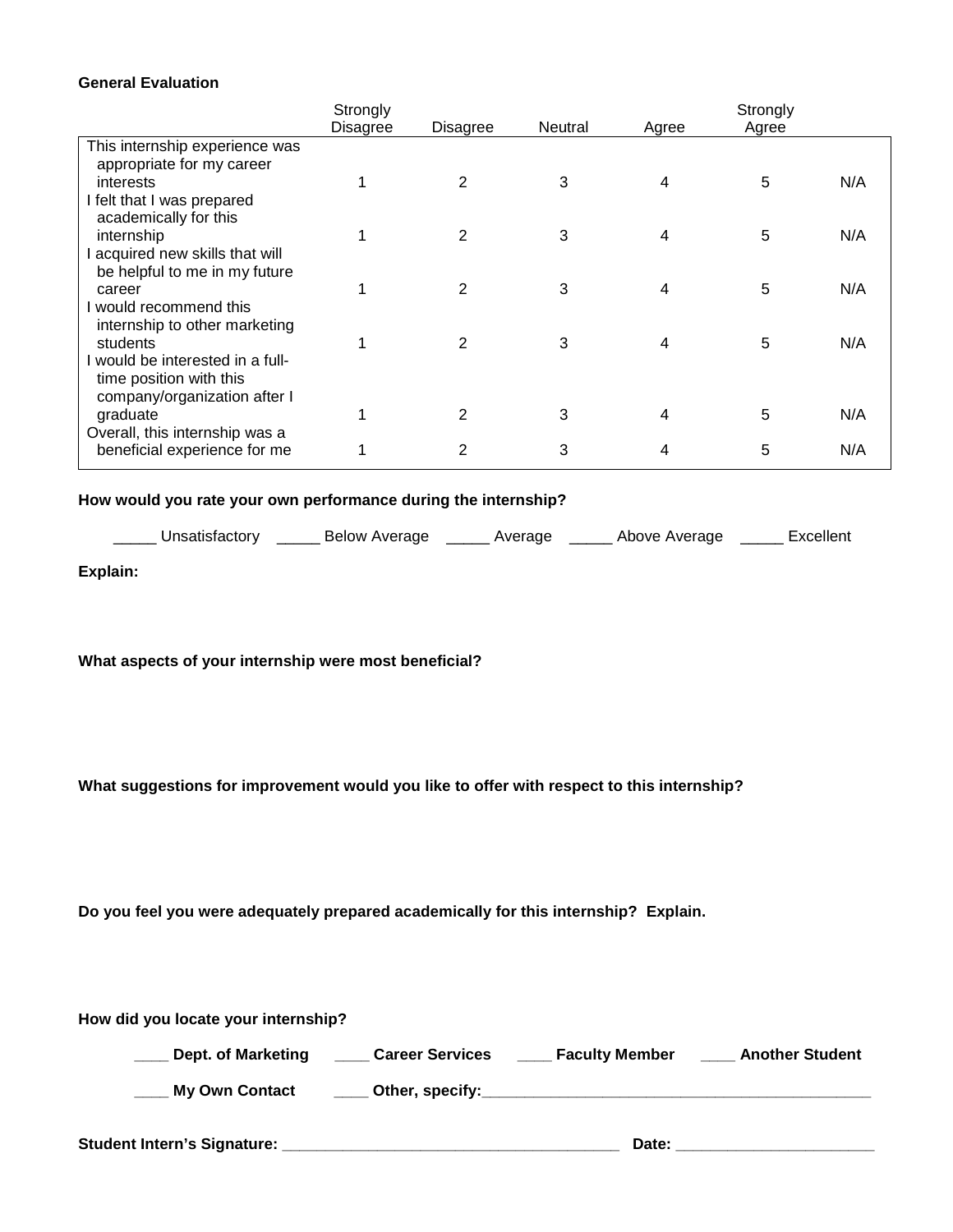**General Evaluation**

| | Strongly Disagree | Disagree | Neutral | Agree | Strongly Agree | |
|---|---|---|---|---|---|---|
| This internship experience was appropriate for my career interests | 1 | 2 | 3 | 4 | 5 | N/A |
| I felt that I was prepared academically for this internship | 1 | 2 | 3 | 4 | 5 | N/A |
| I acquired new skills that will be helpful to me in my future career | 1 | 2 | 3 | 4 | 5 | N/A |
| I would recommend this internship to other marketing students | 1 | 2 | 3 | 4 | 5 | N/A |
| I would be interested in a full-time position with this company/organization after I graduate | 1 | 2 | 3 | 4 | 5 | N/A |
| Overall, this internship was a beneficial experience for me | 1 | 2 | 3 | 4 | 5 | N/A |

**How would you rate your own performance during the internship?**

_____ Unsatisfactory _____ Below Average _____ Average _____ Above Average _____ Excellent

**Explain:**

**What aspects of your internship were most beneficial?**

**What suggestions for improvement would you like to offer with respect to this internship?**

**Do you feel you were adequately prepared academically for this internship? Explain.**

**How did you locate your internship?**

**____ Dept. of Marketing** **____ Career Services** **____ Faculty Member** **____ Another Student**

**____ My Own Contact** **____ Other, specify:**______________________________________________

**Student Intern's Signature:** _______________________________________ **Date:** _______________________